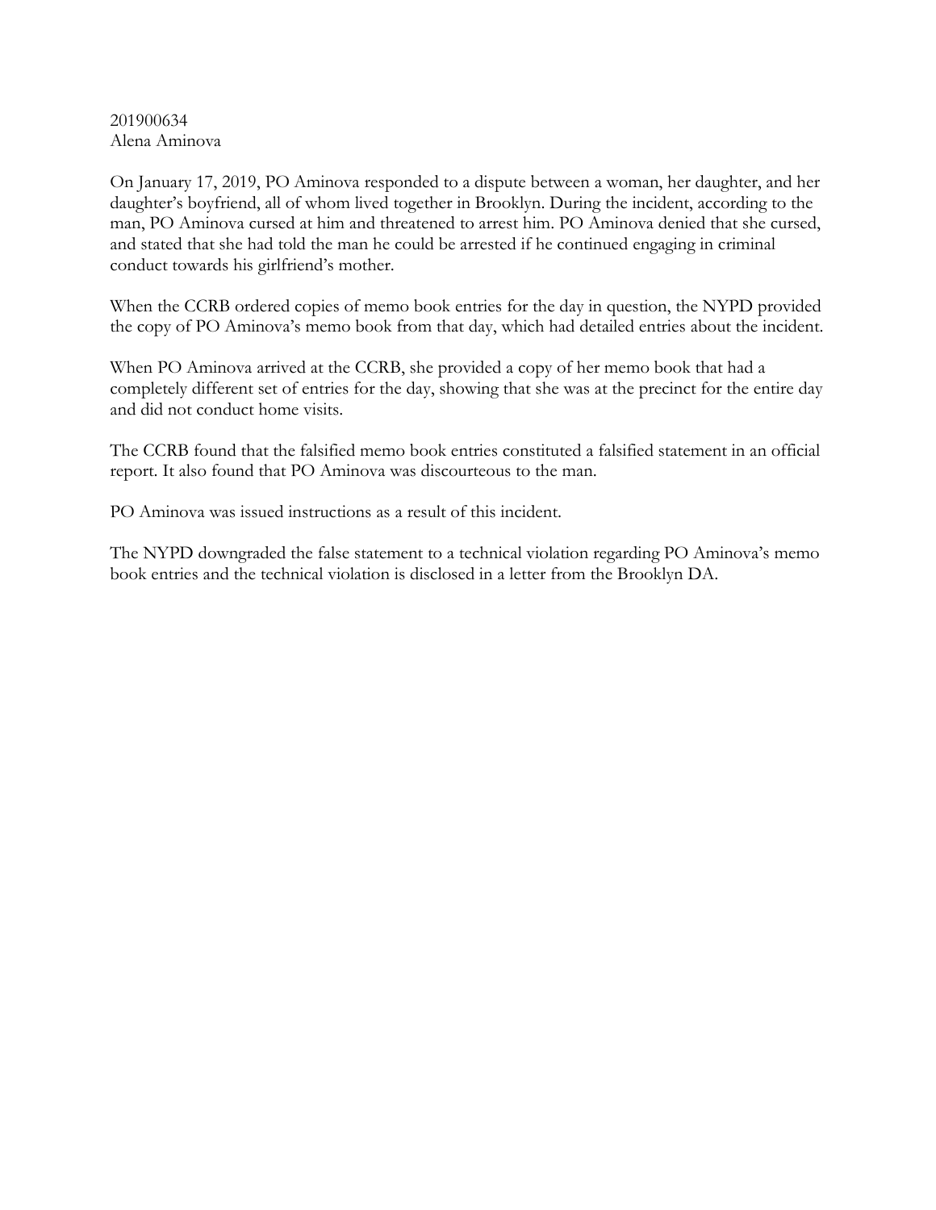201900634
Alena Aminova

On January 17, 2019, PO Aminova responded to a dispute between a woman, her daughter, and her daughter's boyfriend, all of whom lived together in Brooklyn. During the incident, according to the man, PO Aminova cursed at him and threatened to arrest him. PO Aminova denied that she cursed, and stated that she had told the man he could be arrested if he continued engaging in criminal conduct towards his girlfriend's mother.

When the CCRB ordered copies of memo book entries for the day in question, the NYPD provided the copy of PO Aminova's memo book from that day, which had detailed entries about the incident.

When PO Aminova arrived at the CCRB, she provided a copy of her memo book that had a completely different set of entries for the day, showing that she was at the precinct for the entire day and did not conduct home visits.

The CCRB found that the falsified memo book entries constituted a falsified statement in an official report. It also found that PO Aminova was discourteous to the man.

PO Aminova was issued instructions as a result of this incident.

The NYPD downgraded the false statement to a technical violation regarding PO Aminova's memo book entries and the technical violation is disclosed in a letter from the Brooklyn DA.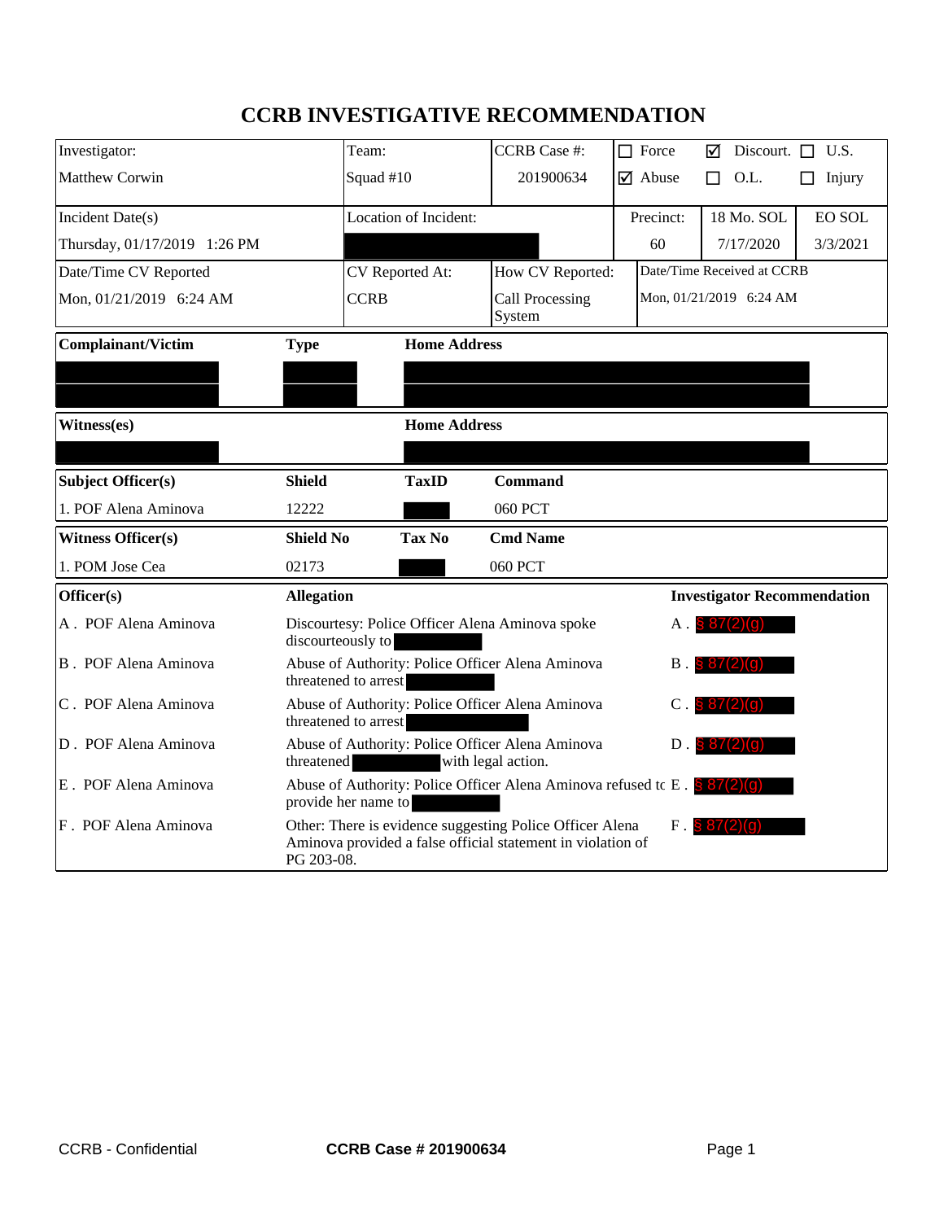# CCRB INVESTIGATIVE RECOMMENDATION

| Investigator: | Team: | CCRB Case #: | ☐ Force | ☑ Discourt. | ☐ U.S. |
|---|---|---|---|---|---|
| Matthew Corwin | Squad #10 | 201900634 | ☑ Abuse | ☐ O.L. | ☐ Injury |

| Incident Date(s) | Location of Incident: | Precinct: | 18 Mo. SOL | EO SOL |
|---|---|---|---|---|
| Thursday, 01/17/2019 1:26 PM | | 60 | 7/17/2020 | 3/3/2021 |

| Date/Time CV Reported | CV Reported At: | How CV Reported: | Date/Time Received at CCRB |
|---|---|---|---|
| Mon, 01/21/2019 6:24 AM | CCRB | Call Processing System | Mon, 01/21/2019 6:24 AM |

| Complainant/Victim | Type | Home Address |
|---|---|---|
| | | |
| | | |

| Witness(es) | Home Address |
|---|---|
| | |

| Subject Officer(s) | Shield | TaxID | Command |
|---|---|---|---|
| 1. POF Alena Aminova | 12222 | | 060 PCT |

| Witness Officer(s) | Shield No | Tax No | Cmd Name |
|---|---|---|---|
| 1. POM Jose Cea | 02173 | | 060 PCT |

| Officer(s) | Allegation | Investigator Recommendation |
|---|---|---|
| A . POF Alena Aminova | Discourtesy: Police Officer Alena Aminova spoke discourteously to | A . § 87(2)(g) |
| B . POF Alena Aminova | Abuse of Authority: Police Officer Alena Aminova threatened to arrest | B . § 87(2)(g) |
| C . POF Alena Aminova | Abuse of Authority: Police Officer Alena Aminova threatened to arrest | C . § 87(2)(g) |
| D . POF Alena Aminova | Abuse of Authority: Police Officer Alena Aminova threatened with legal action. | D . § 87(2)(g) |
| E . POF Alena Aminova | Abuse of Authority: Police Officer Alena Aminova refused to provide her name to | E . § 87(2)(g) |
| F . POF Alena Aminova | Other: There is evidence suggesting Police Officer Alena Aminova provided a false official statement in violation of PG 203-08. | F . § 87(2)(g) |

CCRB - Confidential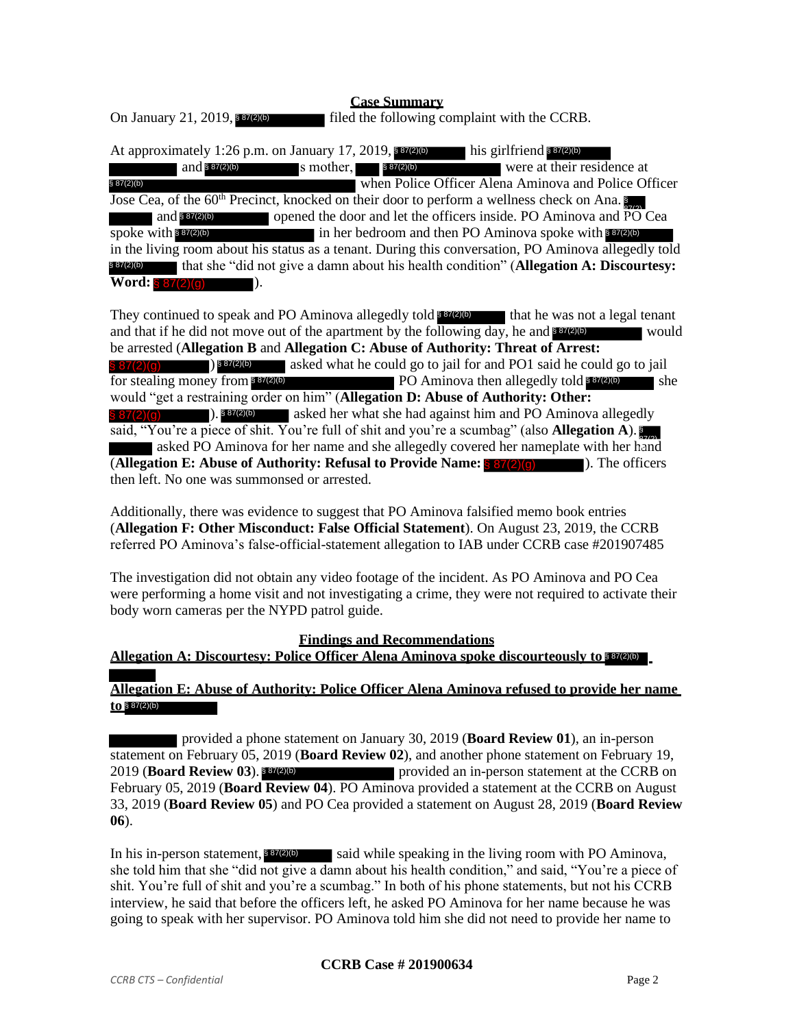**Case Summary**

On January 21, 2019, § 87(2)(b) filed the following complaint with the CCRB.

At approximately 1:26 p.m. on January 17, 2019, § 87(2)(b) his girlfriend § 87(2)(b) and § 87(2)(b) s mother, § 87(2)(b) were at their residence at § 87(2)(b) when Police Officer Alena Aminova and Police Officer Jose Cea, of the 60th Precinct, knocked on their door to perform a wellness check on Ana. § 87(2) and § 87(2)(b) opened the door and let the officers inside. PO Aminova and PO Cea spoke with § 87(2)(b) in her bedroom and then PO Aminova spoke with § 87(2)(b) in the living room about his status as a tenant. During this conversation, PO Aminova allegedly told § 87(2)(b) that she "did not give a damn about his health condition" (**Allegation A: Discourtesy: Word:** § 87(2)(g) ).

They continued to speak and PO Aminova allegedly told § 87(2)(b) that he was not a legal tenant and that if he did not move out of the apartment by the following day, he and § 87(2)(b) would be arrested (**Allegation B** and **Allegation C: Abuse of Authority: Threat of Arrest:** § 87(2)(g) ) § 87(2)(b) asked what he could go to jail for and PO1 said he could go to jail for stealing money from § 87(2)(b) PO Aminova then allegedly told § 87(2)(b) she would "get a restraining order on him" (**Allegation D: Abuse of Authority: Other:** § 87(2)(g) ). § 87(2)(b) asked her what she had against him and PO Aminova allegedly said, "You're a piece of shit. You're full of shit and you're a scumbag" (also **Allegation A**). § 87(2) asked PO Aminova for her name and she allegedly covered her nameplate with her hand (**Allegation E: Abuse of Authority: Refusal to Provide Name:** § 87(2)(g) ). The officers then left. No one was summonsed or arrested.

Additionally, there was evidence to suggest that PO Aminova falsified memo book entries (**Allegation F: Other Misconduct: False Official Statement**). On August 23, 2019, the CCRB referred PO Aminova's false-official-statement allegation to IAB under CCRB case #201907485

The investigation did not obtain any video footage of the incident. As PO Aminova and PO Cea were performing a home visit and not investigating a crime, they were not required to activate their body worn cameras per the NYPD patrol guide.

**Findings and Recommendations**

**Allegation A: Discourtesy: Police Officer Alena Aminova spoke discourteously to** § 87(2)(b)

**Allegation E: Abuse of Authority: Police Officer Alena Aminova refused to provide her name to** § 87(2)(b)

§ 87(2)(b) provided a phone statement on January 30, 2019 (**Board Review 01**), an in-person statement on February 05, 2019 (**Board Review 02**), and another phone statement on February 19, 2019 (**Board Review 03**). § 87(2)(b) provided an in-person statement at the CCRB on February 05, 2019 (**Board Review 04**). PO Aminova provided a statement at the CCRB on August 33, 2019 (**Board Review 05**) and PO Cea provided a statement on August 28, 2019 (**Board Review 06**).

In his in-person statement, § 87(2)(b) said while speaking in the living room with PO Aminova, she told him that she "did not give a damn about his health condition," and said, "You're a piece of shit. You're full of shit and you're a scumbag." In both of his phone statements, but not his CCRB interview, he said that before the officers left, he asked PO Aminova for her name because he was going to speak with her supervisor. PO Aminova told him she did not need to provide her name to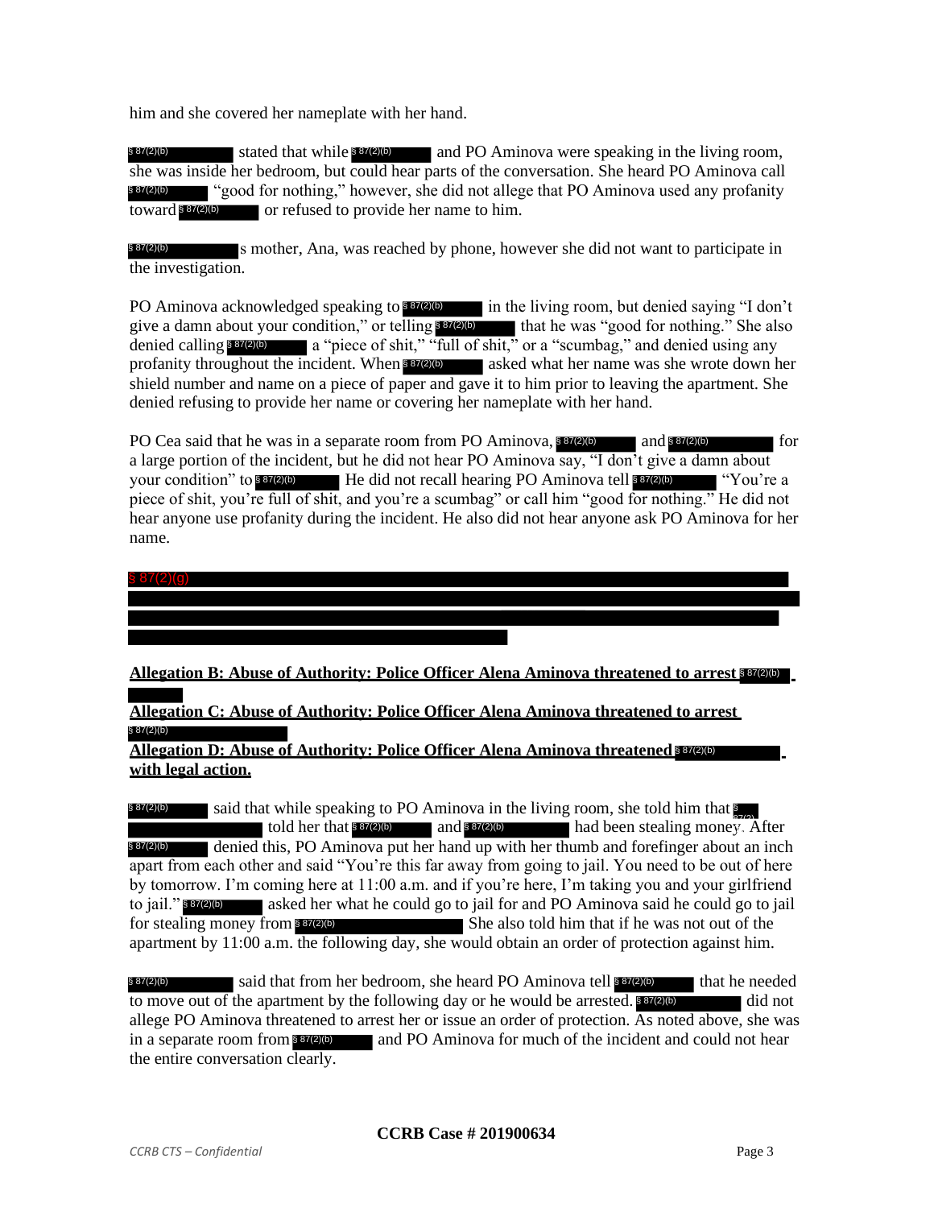him and she covered her nameplate with her hand.

§ 87(2)(b) stated that while § 87(2)(b) and PO Aminova were speaking in the living room, she was inside her bedroom, but could hear parts of the conversation. She heard PO Aminova call § 87(2)(b) "good for nothing," however, she did not allege that PO Aminova used any profanity toward § 87(2)(b) or refused to provide her name to him.

§ 87(2)(b) s mother, Ana, was reached by phone, however she did not want to participate in the investigation.

PO Aminova acknowledged speaking to § 87(2)(b) in the living room, but denied saying "I don't give a damn about your condition," or telling § 87(2)(b) that he was "good for nothing." She also denied calling § 87(2)(b) a "piece of shit," "full of shit," or a "scumbag," and denied using any profanity throughout the incident. When § 87(2)(b) asked what her name was she wrote down her shield number and name on a piece of paper and gave it to him prior to leaving the apartment. She denied refusing to provide her name or covering her nameplate with her hand.

PO Cea said that he was in a separate room from PO Aminova, § 87(2)(b) and § 87(2)(b) for a large portion of the incident, but he did not hear PO Aminova say, "I don't give a damn about your condition" to § 87(2)(b) He did not recall hearing PO Aminova tell § 87(2)(b) "You're a piece of shit, you're full of shit, and you're a scumbag" or call him "good for nothing." He did not hear anyone use profanity during the incident. He also did not hear anyone ask PO Aminova for her name.

§ 87(2)(g)

**Allegation B: Abuse of Authority: Police Officer Alena Aminova threatened to arrest § 87(2)(b)**

**Allegation C: Abuse of Authority: Police Officer Alena Aminova threatened to arrest § 87(2)(b)**

**Allegation D: Abuse of Authority: Police Officer Alena Aminova threatened § 87(2)(b) with legal action.**

§ 87(2)(b) said that while speaking to PO Aminova in the living room, she told him that § 87(2) told her that § 87(2)(b) and § 87(2)(b) had been stealing money. After § 87(2)(b) denied this, PO Aminova put her hand up with her thumb and forefinger about an inch apart from each other and said "You're this far away from going to jail. You need to be out of here by tomorrow. I'm coming here at 11:00 a.m. and if you're here, I'm taking you and your girlfriend to jail." § 87(2)(b) asked her what he could go to jail for and PO Aminova said he could go to jail for stealing money from § 87(2)(b) She also told him that if he was not out of the apartment by 11:00 a.m. the following day, she would obtain an order of protection against him.

§ 87(2)(b) said that from her bedroom, she heard PO Aminova tell § 87(2)(b) that he needed to move out of the apartment by the following day or he would be arrested. § 87(2)(b) did not allege PO Aminova threatened to arrest her or issue an order of protection. As noted above, she was in a separate room from § 87(2)(b) and PO Aminova for much of the incident and could not hear the entire conversation clearly.

**CCRB Case # 201900634**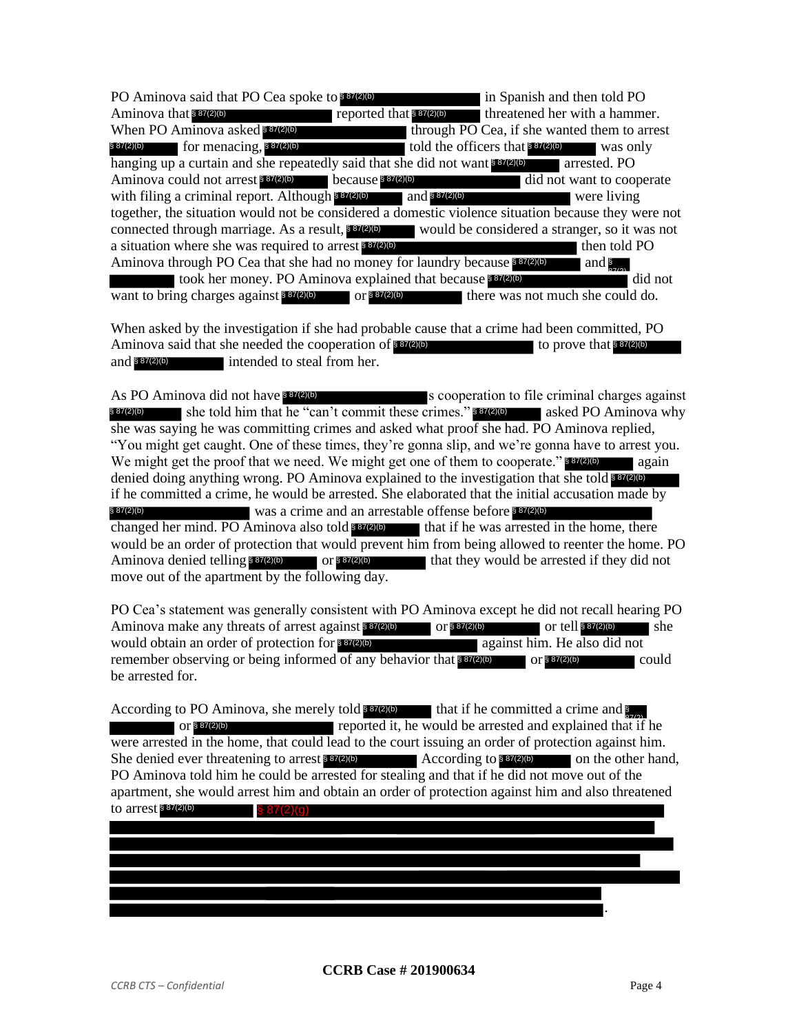PO Aminova said that PO Cea spoke to § 87(2)(b) in Spanish and then told PO Aminova that § 87(2)(b) reported that § 87(2)(b) threatened her with a hammer. When PO Aminova asked § 87(2)(b) through PO Cea, if she wanted them to arrest § 87(2)(b) for menacing, § 87(2)(b) told the officers that § 87(2)(b) was only hanging up a curtain and she repeatedly said that she did not want § 87(2)(b) arrested. PO Aminova could not arrest § 87(2)(b) because § 87(2)(b) did not want to cooperate with filing a criminal report. Although § 87(2)(b) and § 87(2)(b) were living together, the situation would not be considered a domestic violence situation because they were not connected through marriage. As a result, § 87(2)(b) would be considered a stranger, so it was not a situation where she was required to arrest § 87(2)(b) then told PO Aminova through PO Cea that she had no money for laundry because § 87(2)(b) and § 87(2)(b) took her money. PO Aminova explained that because § 87(2)(b) did not want to bring charges against § 87(2)(b) or § 87(2)(b) there was not much she could do.

When asked by the investigation if she had probable cause that a crime had been committed, PO Aminova said that she needed the cooperation of § 87(2)(b) to prove that § 87(2)(b) and § 87(2)(b) intended to steal from her.

As PO Aminova did not have § 87(2)(b)s cooperation to file criminal charges against § 87(2)(b) she told him that he "can't commit these crimes." § 87(2)(b) asked PO Aminova why she was saying he was committing crimes and asked what proof she had. PO Aminova replied, "You might get caught. One of these times, they're gonna slip, and we're gonna have to arrest you. We might get the proof that we need. We might get one of them to cooperate." § 87(2)(b) again denied doing anything wrong. PO Aminova explained to the investigation that she told § 87(2)(b) if he committed a crime, he would be arrested. She elaborated that the initial accusation made by § 87(2)(b) was a crime and an arrestable offense before § 87(2)(b) changed her mind. PO Aminova also told § 87(2)(b) that if he was arrested in the home, there would be an order of protection that would prevent him from being allowed to reenter the home. PO Aminova denied telling § 87(2)(b) or § 87(2)(b) that they would be arrested if they did not move out of the apartment by the following day.

PO Cea's statement was generally consistent with PO Aminova except he did not recall hearing PO Aminova make any threats of arrest against § 87(2)(b) or § 87(2)(b) or tell § 87(2)(b) she would obtain an order of protection for § 87(2)(b) against him. He also did not remember observing or being informed of any behavior that § 87(2)(b) or § 87(2)(b) could be arrested for.

According to PO Aminova, she merely told § 87(2)(b) that if he committed a crime and § 87(2)(b) or § 87(2)(b) reported it, he would be arrested and explained that if he were arrested in the home, that could lead to the court issuing an order of protection against him. She denied ever threatening to arrest § 87(2)(b). According to § 87(2)(b) on the other hand, PO Aminova told him he could be arrested for stealing and that if he did not move out of the apartment, she would arrest him and obtain an order of protection against him and also threatened to arrest § 87(2)(b) § 87(2)(g)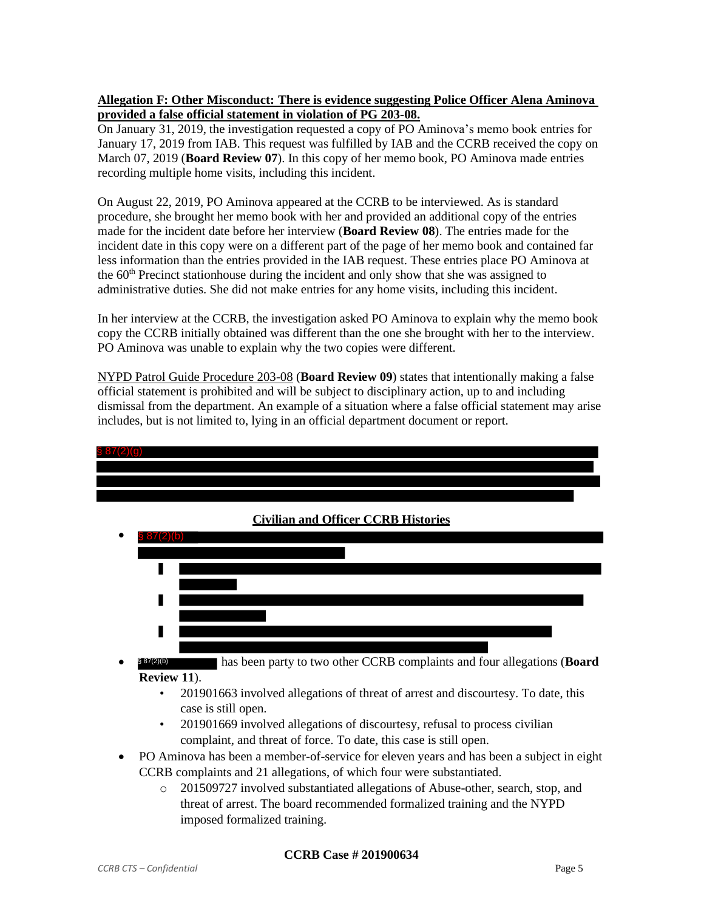**Allegation F: Other Misconduct: There is evidence suggesting Police Officer Alena Aminova provided a false official statement in violation of PG 203-08.**

On January 31, 2019, the investigation requested a copy of PO Aminova's memo book entries for January 17, 2019 from IAB. This request was fulfilled by IAB and the CCRB received the copy on March 07, 2019 (**Board Review 07**). In this copy of her memo book, PO Aminova made entries recording multiple home visits, including this incident.

On August 22, 2019, PO Aminova appeared at the CCRB to be interviewed. As is standard procedure, she brought her memo book with her and provided an additional copy of the entries made for the incident date before her interview (**Board Review 08**). The entries made for the incident date in this copy were on a different part of the page of her memo book and contained far less information than the entries provided in the IAB request. These entries place PO Aminova at the 60th Precinct stationhouse during the incident and only show that she was assigned to administrative duties. She did not make entries for any home visits, including this incident.

In her interview at the CCRB, the investigation asked PO Aminova to explain why the memo book copy the CCRB initially obtained was different than the one she brought with her to the interview. PO Aminova was unable to explain why the two copies were different.

NYPD Patrol Guide Procedure 203-08 (**Board Review 09**) states that intentionally making a false official statement is prohibited and will be subject to disciplinary action, up to and including dismissal from the department. An example of a situation where a false official statement may arise includes, but is not limited to, lying in an official department document or report.

§ 87(2)(g) [REDACTED]

**Civilian and Officer CCRB Histories**

- § 87(2)(b) [REDACTED]
  - [REDACTED]
  - [REDACTED]
  - [REDACTED]
- § 87(2)(b) [REDACTED] has been party to two other CCRB complaints and four allegations (**Board Review 11**).
  - 201901663 involved allegations of threat of arrest and discourtesy. To date, this case is still open.
  - 201901669 involved allegations of discourtesy, refusal to process civilian complaint, and threat of force. To date, this case is still open.
- PO Aminova has been a member-of-service for eleven years and has been a subject in eight CCRB complaints and 21 allegations, of which four were substantiated.
  - 201509727 involved substantiated allegations of Abuse-other, search, stop, and threat of arrest. The board recommended formalized training and the NYPD imposed formalized training.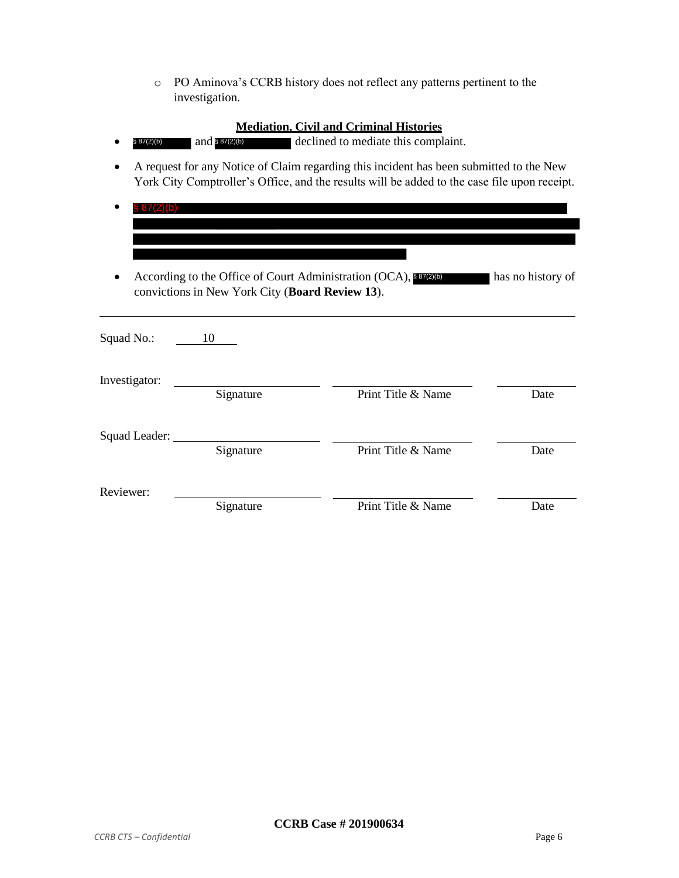- PO Aminova's CCRB history does not reflect any patterns pertinent to the investigation.

**Mediation, Civil and Criminal Histories**

- § 87(2)(b) and § 87(2)(b) declined to mediate this complaint.
- A request for any Notice of Claim regarding this incident has been submitted to the New York City Comptroller's Office, and the results will be added to the case file upon receipt.
- § 87(2)(b)
- According to the Office of Court Administration (OCA), § 87(2)(b) has no history of convictions in New York City (**Board Review 13**).

---

Squad No.: 10

Investigator: ____________________ ____________________ ____________
Signature Print Title & Name Date

Squad Leader: ____________________ ____________________ ____________
Signature Print Title & Name Date

Reviewer: ____________________ ____________________ ____________
Signature Print Title & Name Date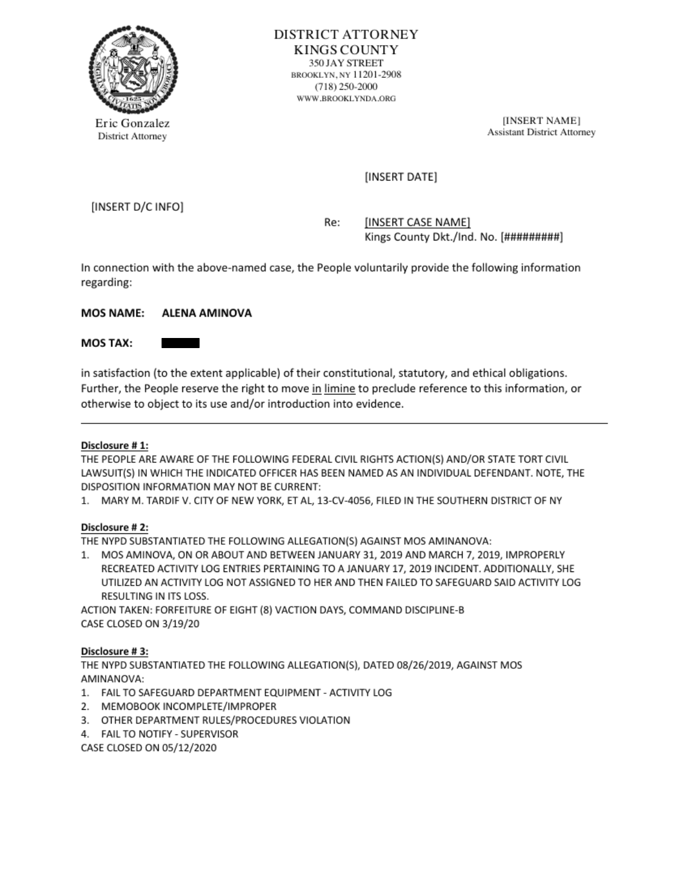DISTRICT ATTORNEY
KINGS COUNTY
350 JAY STREET
BROOKLYN, NY 11201-2908
(718) 250-2000
WWW.BROOKLYNDA.ORG

Eric Gonzalez
District Attorney

[INSERT NAME]
Assistant District Attorney

[INSERT DATE]

[INSERT D/C INFO]

Re: [INSERT CASE NAME]
Kings County Dkt./Ind. No. [#########]

In connection with the above-named case, the People voluntarily provide the following information regarding:

**MOS NAME: ALENA AMINOVA**

**MOS TAX:** ▇▇▇▇▇

in satisfaction (to the extent applicable) of their constitutional, statutory, and ethical obligations. Further, the People reserve the right to move in limine to preclude reference to this information, or otherwise to object to its use and/or introduction into evidence.

---

**Disclosure # 1:**
THE PEOPLE ARE AWARE OF THE FOLLOWING FEDERAL CIVIL RIGHTS ACTION(S) AND/OR STATE TORT CIVIL LAWSUIT(S) IN WHICH THE INDICATED OFFICER HAS BEEN NAMED AS AN INDIVIDUAL DEFENDANT. NOTE, THE DISPOSITION INFORMATION MAY NOT BE CURRENT:

1. MARY M. TARDIF V. CITY OF NEW YORK, ET AL, 13-CV-4056, FILED IN THE SOUTHERN DISTRICT OF NY

**Disclosure # 2:**
THE NYPD SUBSTANTIATED THE FOLLOWING ALLEGATION(S) AGAINST MOS AMINANOVA:

1. MOS AMINOVA, ON OR ABOUT AND BETWEEN JANUARY 31, 2019 AND MARCH 7, 2019, IMPROPERLY RECREATED ACTIVITY LOG ENTRIES PERTAINING TO A JANUARY 17, 2019 INCIDENT. ADDITIONALLY, SHE UTILIZED AN ACTIVITY LOG NOT ASSIGNED TO HER AND THEN FAILED TO SAFEGUARD SAID ACTIVITY LOG RESULTING IN ITS LOSS.

ACTION TAKEN: FORFEITURE OF EIGHT (8) VACTION DAYS, COMMAND DISCIPLINE-B
CASE CLOSED ON 3/19/20

**Disclosure # 3:**
THE NYPD SUBSTANTIATED THE FOLLOWING ALLEGATION(S), DATED 08/26/2019, AGAINST MOS AMINANOVA:

1. FAIL TO SAFEGUARD DEPARTMENT EQUIPMENT - ACTIVITY LOG
2. MEMOBOOK INCOMPLETE/IMPROPER
3. OTHER DEPARTMENT RULES/PROCEDURES VIOLATION
4. FAIL TO NOTIFY - SUPERVISOR

CASE CLOSED ON 05/12/2020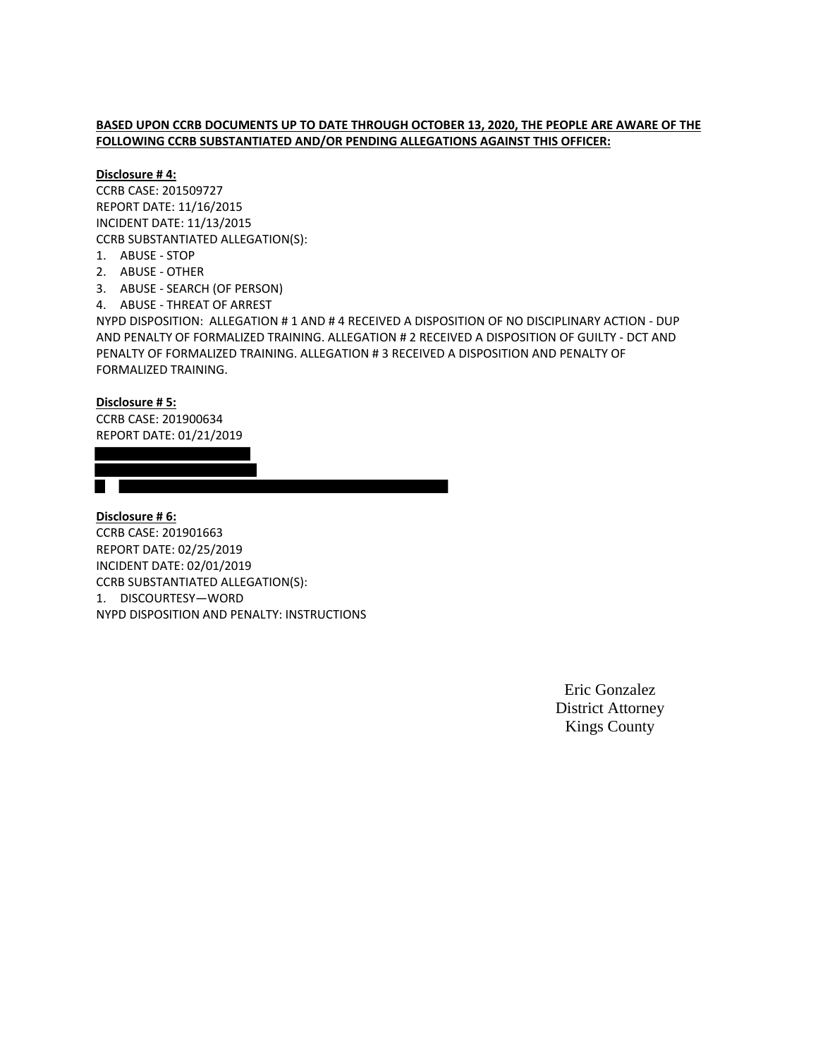**BASED UPON CCRB DOCUMENTS UP TO DATE THROUGH OCTOBER 13, 2020, THE PEOPLE ARE AWARE OF THE FOLLOWING CCRB SUBSTANTIATED AND/OR PENDING ALLEGATIONS AGAINST THIS OFFICER:**

**Disclosure # 4:**
CCRB CASE: 201509727
REPORT DATE: 11/16/2015
INCIDENT DATE: 11/13/2015
CCRB SUBSTANTIATED ALLEGATION(S):

1. ABUSE - STOP
2. ABUSE - OTHER
3. ABUSE - SEARCH (OF PERSON)
4. ABUSE - THREAT OF ARREST

NYPD DISPOSITION: ALLEGATION # 1 AND # 4 RECEIVED A DISPOSITION OF NO DISCIPLINARY ACTION - DUP AND PENALTY OF FORMALIZED TRAINING. ALLEGATION # 2 RECEIVED A DISPOSITION OF GUILTY - DCT AND PENALTY OF FORMALIZED TRAINING. ALLEGATION # 3 RECEIVED A DISPOSITION AND PENALTY OF FORMALIZED TRAINING.

**Disclosure # 5:**
CCRB CASE: 201900634
REPORT DATE: 01/21/2019

**Disclosure # 6:**
CCRB CASE: 201901663
REPORT DATE: 02/25/2019
INCIDENT DATE: 02/01/2019
CCRB SUBSTANTIATED ALLEGATION(S):

1. DISCOURTESY—WORD

NYPD DISPOSITION AND PENALTY: INSTRUCTIONS

Eric Gonzalez
District Attorney
Kings County